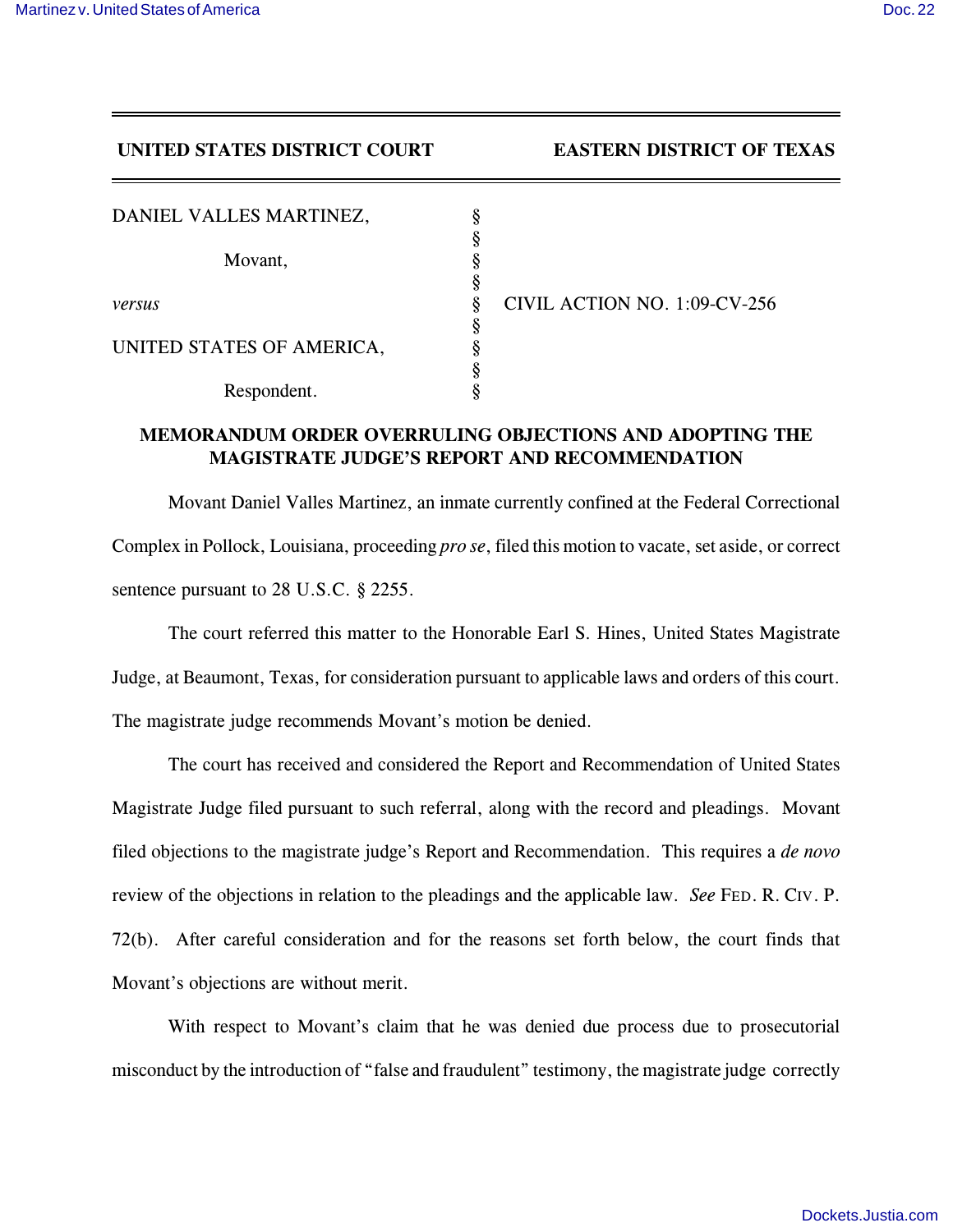**UNITED STATES DISTRICT COURT EASTERN DISTRICT OF TEXAS**

| | | |
|---|---|---|
| DANIEL VALLES MARTINEZ, | § | |
| | § | |
| Movant, | § | |
| | § | |
| *versus* | § | CIVIL ACTION NO. 1:09-CV-256 |
| | § | |
| UNITED STATES OF AMERICA, | § | |
| | § | |
| Respondent. | § | |

**MEMORANDUM ORDER OVERRULING OBJECTIONS AND ADOPTING THE MAGISTRATE JUDGE'S REPORT AND RECOMMENDATION**

Movant Daniel Valles Martinez, an inmate currently confined at the Federal Correctional Complex in Pollock, Louisiana, proceeding *pro se*, filed this motion to vacate, set aside, or correct sentence pursuant to 28 U.S.C. § 2255.

The court referred this matter to the Honorable Earl S. Hines, United States Magistrate Judge, at Beaumont, Texas, for consideration pursuant to applicable laws and orders of this court. The magistrate judge recommends Movant's motion be denied.

The court has received and considered the Report and Recommendation of United States Magistrate Judge filed pursuant to such referral, along with the record and pleadings. Movant filed objections to the magistrate judge's Report and Recommendation. This requires a *de novo* review of the objections in relation to the pleadings and the applicable law. *See* FED. R. CIV. P. 72(b). After careful consideration and for the reasons set forth below, the court finds that Movant's objections are without merit.

With respect to Movant's claim that he was denied due process due to prosecutorial misconduct by the introduction of "false and fraudulent" testimony, the magistrate judge correctly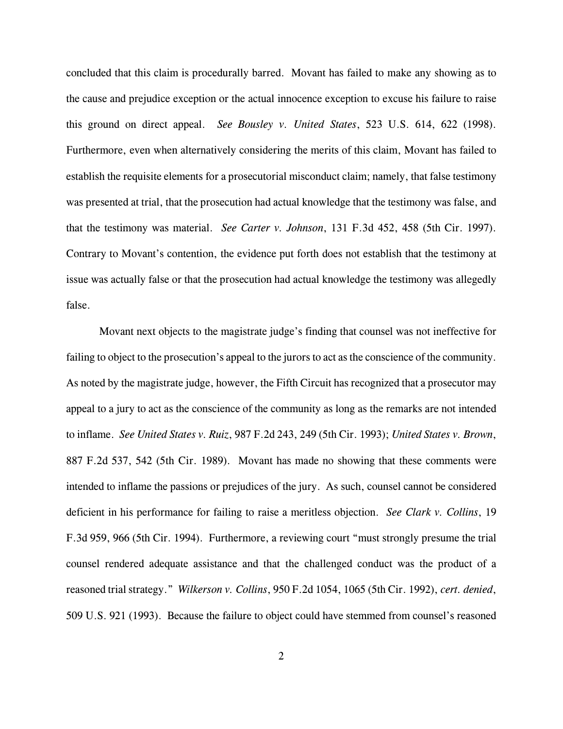concluded that this claim is procedurally barred. Movant has failed to make any showing as to the cause and prejudice exception or the actual innocence exception to excuse his failure to raise this ground on direct appeal. *See Bousley v. United States*, 523 U.S. 614, 622 (1998). Furthermore, even when alternatively considering the merits of this claim, Movant has failed to establish the requisite elements for a prosecutorial misconduct claim; namely, that false testimony was presented at trial, that the prosecution had actual knowledge that the testimony was false, and that the testimony was material. *See Carter v. Johnson*, 131 F.3d 452, 458 (5th Cir. 1997). Contrary to Movant's contention, the evidence put forth does not establish that the testimony at issue was actually false or that the prosecution had actual knowledge the testimony was allegedly false.

Movant next objects to the magistrate judge's finding that counsel was not ineffective for failing to object to the prosecution's appeal to the jurors to act as the conscience of the community. As noted by the magistrate judge, however, the Fifth Circuit has recognized that a prosecutor may appeal to a jury to act as the conscience of the community as long as the remarks are not intended to inflame. *See United States v. Ruiz*, 987 F.2d 243, 249 (5th Cir. 1993); *United States v. Brown*, 887 F.2d 537, 542 (5th Cir. 1989). Movant has made no showing that these comments were intended to inflame the passions or prejudices of the jury. As such, counsel cannot be considered deficient in his performance for failing to raise a meritless objection. *See Clark v. Collins*, 19 F.3d 959, 966 (5th Cir. 1994). Furthermore, a reviewing court "must strongly presume the trial counsel rendered adequate assistance and that the challenged conduct was the product of a reasoned trial strategy." *Wilkerson v. Collins*, 950 F.2d 1054, 1065 (5th Cir. 1992), *cert. denied*, 509 U.S. 921 (1993). Because the failure to object could have stemmed from counsel's reasoned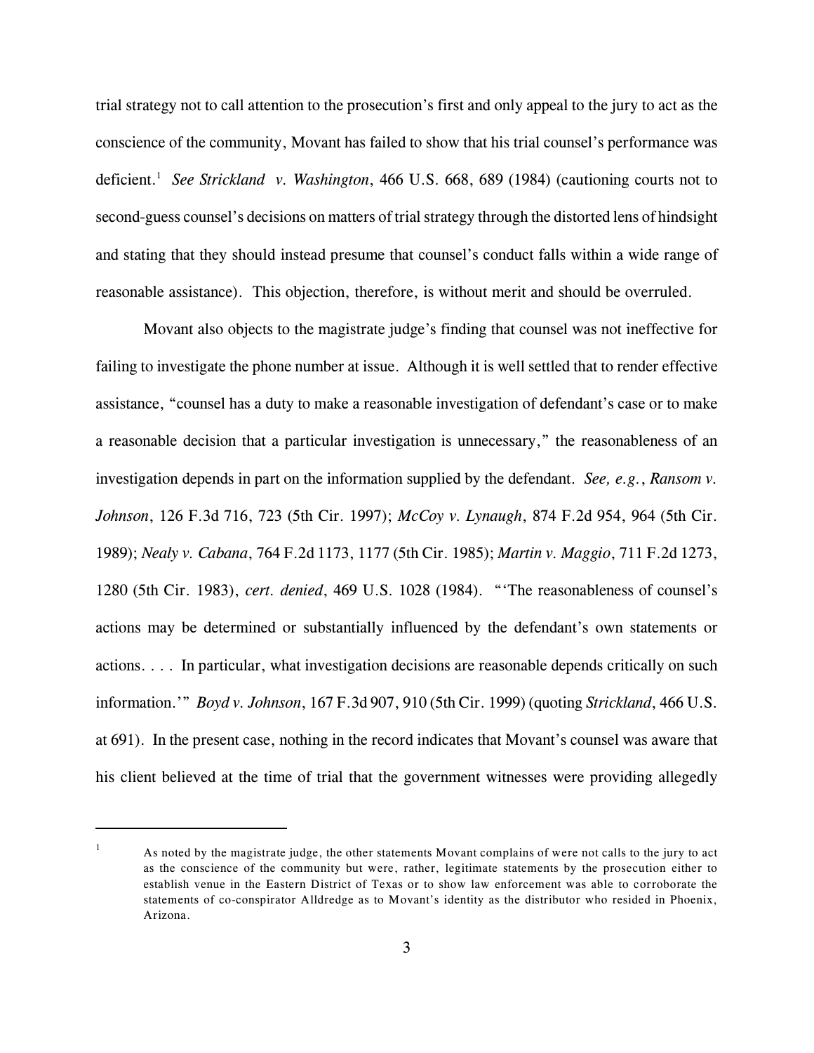trial strategy not to call attention to the prosecution's first and only appeal to the jury to act as the conscience of the community, Movant has failed to show that his trial counsel's performance was deficient.[1] *See Strickland v. Washington*, 466 U.S. 668, 689 (1984) (cautioning courts not to second-guess counsel's decisions on matters of trial strategy through the distorted lens of hindsight and stating that they should instead presume that counsel's conduct falls within a wide range of reasonable assistance). This objection, therefore, is without merit and should be overruled.

Movant also objects to the magistrate judge's finding that counsel was not ineffective for failing to investigate the phone number at issue. Although it is well settled that to render effective assistance, "counsel has a duty to make a reasonable investigation of defendant's case or to make a reasonable decision that a particular investigation is unnecessary," the reasonableness of an investigation depends in part on the information supplied by the defendant. *See, e.g.*, *Ransom v. Johnson*, 126 F.3d 716, 723 (5th Cir. 1997); *McCoy v. Lynaugh*, 874 F.2d 954, 964 (5th Cir. 1989); *Nealy v. Cabana*, 764 F.2d 1173, 1177 (5th Cir. 1985); *Martin v. Maggio*, 711 F.2d 1273, 1280 (5th Cir. 1983), *cert. denied*, 469 U.S. 1028 (1984). "'The reasonableness of counsel's actions may be determined or substantially influenced by the defendant's own statements or actions. . . . In particular, what investigation decisions are reasonable depends critically on such information.'" *Boyd v. Johnson*, 167 F.3d 907, 910 (5th Cir. 1999) (quoting *Strickland*, 466 U.S. at 691). In the present case, nothing in the record indicates that Movant's counsel was aware that his client believed at the time of trial that the government witnesses were providing allegedly

[1] As noted by the magistrate judge, the other statements Movant complains of were not calls to the jury to act as the conscience of the community but were, rather, legitimate statements by the prosecution either to establish venue in the Eastern District of Texas or to show law enforcement was able to corroborate the statements of co-conspirator Alldredge as to Movant's identity as the distributor who resided in Phoenix, Arizona.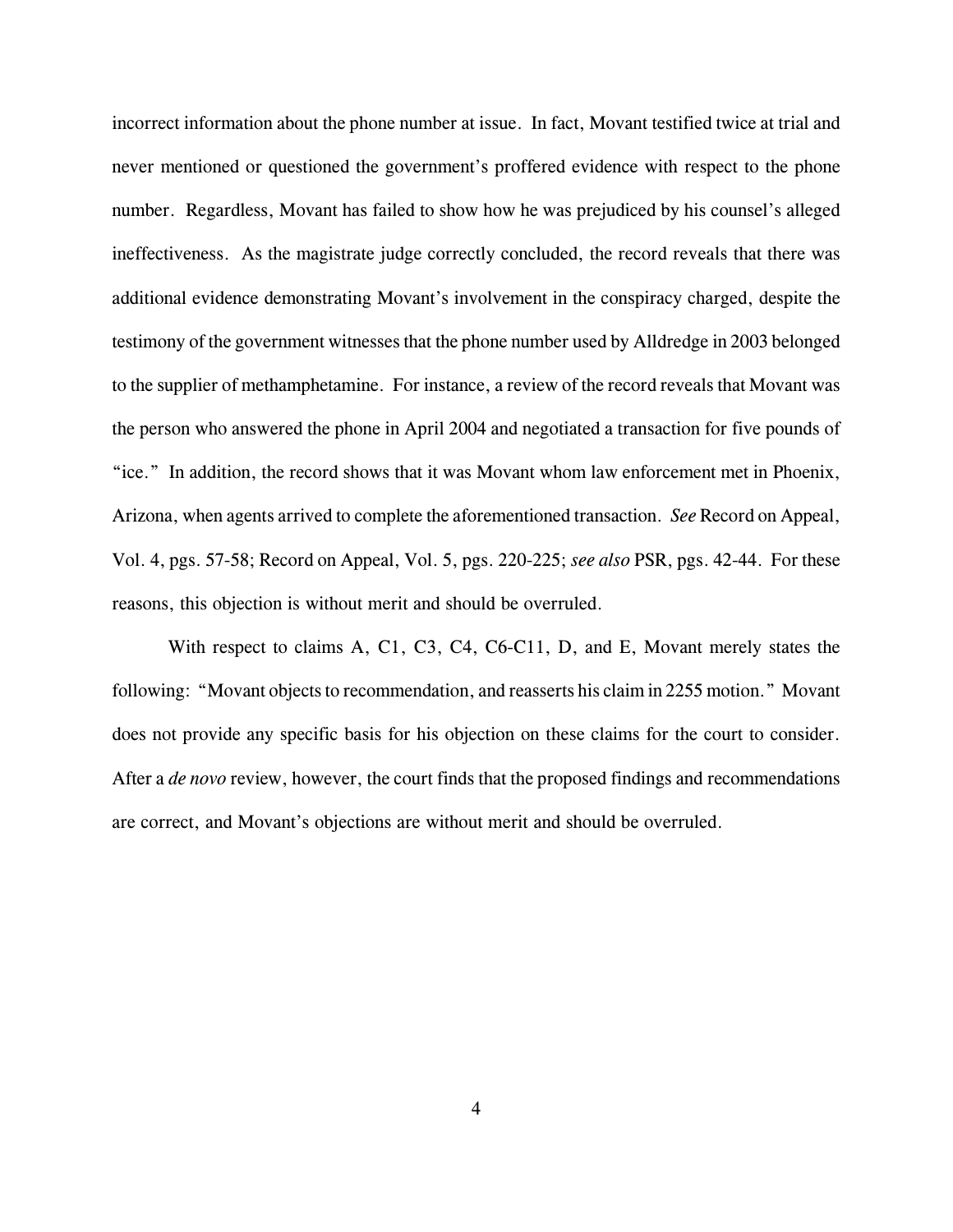incorrect information about the phone number at issue. In fact, Movant testified twice at trial and never mentioned or questioned the government's proffered evidence with respect to the phone number. Regardless, Movant has failed to show how he was prejudiced by his counsel's alleged ineffectiveness. As the magistrate judge correctly concluded, the record reveals that there was additional evidence demonstrating Movant's involvement in the conspiracy charged, despite the testimony of the government witnesses that the phone number used by Alldredge in 2003 belonged to the supplier of methamphetamine. For instance, a review of the record reveals that Movant was the person who answered the phone in April 2004 and negotiated a transaction for five pounds of "ice." In addition, the record shows that it was Movant whom law enforcement met in Phoenix, Arizona, when agents arrived to complete the aforementioned transaction. *See* Record on Appeal, Vol. 4, pgs. 57-58; Record on Appeal, Vol. 5, pgs. 220-225; *see also* PSR, pgs. 42-44. For these reasons, this objection is without merit and should be overruled.

With respect to claims A, C1, C3, C4, C6-C11, D, and E, Movant merely states the following: "Movant objects to recommendation, and reasserts his claim in 2255 motion." Movant does not provide any specific basis for his objection on these claims for the court to consider. After a *de novo* review, however, the court finds that the proposed findings and recommendations are correct, and Movant's objections are without merit and should be overruled.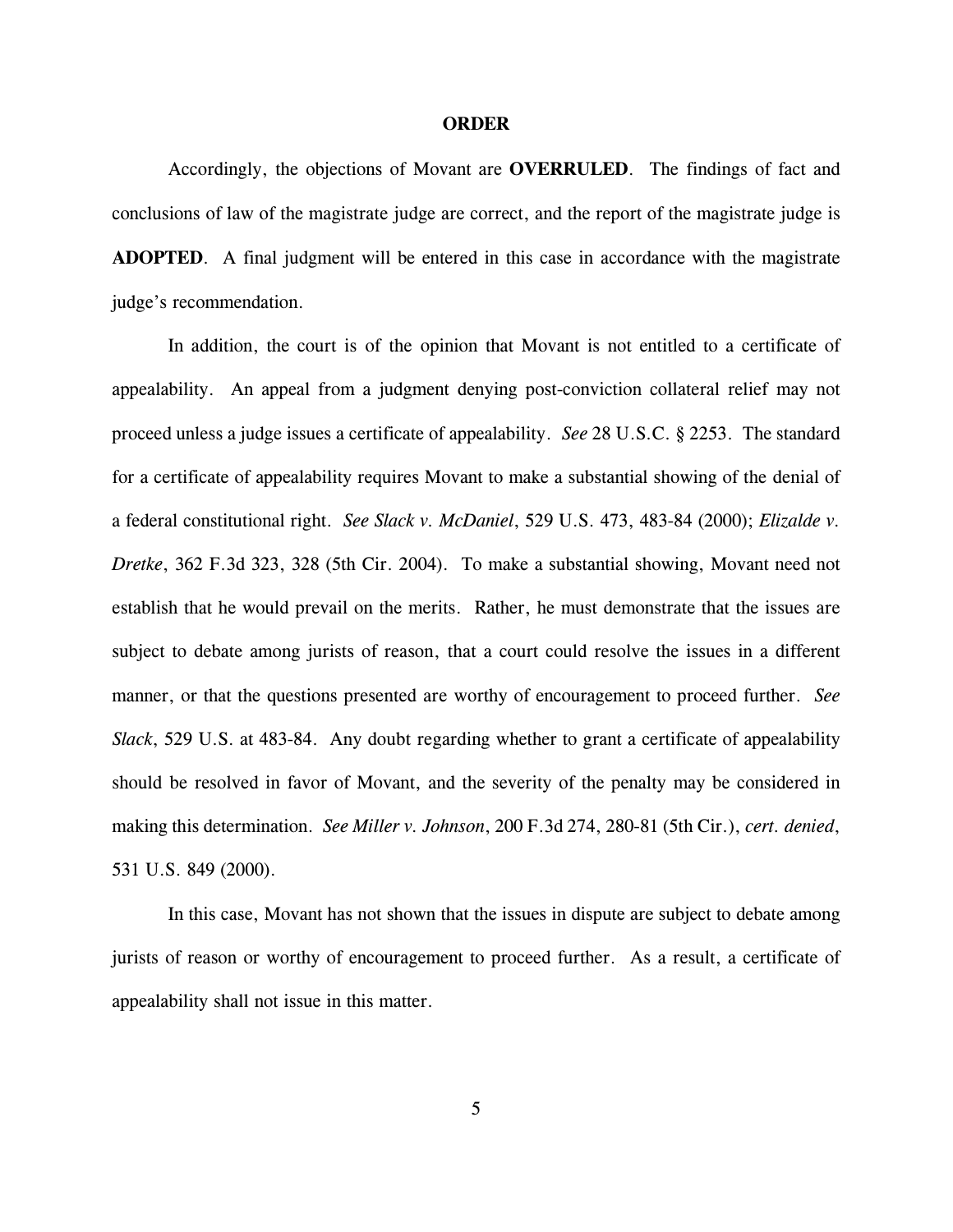## ORDER

Accordingly, the objections of Movant are **OVERRULED**. The findings of fact and conclusions of law of the magistrate judge are correct, and the report of the magistrate judge is **ADOPTED**. A final judgment will be entered in this case in accordance with the magistrate judge's recommendation.

In addition, the court is of the opinion that Movant is not entitled to a certificate of appealability. An appeal from a judgment denying post-conviction collateral relief may not proceed unless a judge issues a certificate of appealability. *See* 28 U.S.C. § 2253. The standard for a certificate of appealability requires Movant to make a substantial showing of the denial of a federal constitutional right. *See Slack v. McDaniel*, 529 U.S. 473, 483-84 (2000); *Elizalde v. Dretke*, 362 F.3d 323, 328 (5th Cir. 2004). To make a substantial showing, Movant need not establish that he would prevail on the merits. Rather, he must demonstrate that the issues are subject to debate among jurists of reason, that a court could resolve the issues in a different manner, or that the questions presented are worthy of encouragement to proceed further. *See Slack*, 529 U.S. at 483-84. Any doubt regarding whether to grant a certificate of appealability should be resolved in favor of Movant, and the severity of the penalty may be considered in making this determination. *See Miller v. Johnson*, 200 F.3d 274, 280-81 (5th Cir.), *cert. denied*, 531 U.S. 849 (2000).

In this case, Movant has not shown that the issues in dispute are subject to debate among jurists of reason or worthy of encouragement to proceed further. As a result, a certificate of appealability shall not issue in this matter.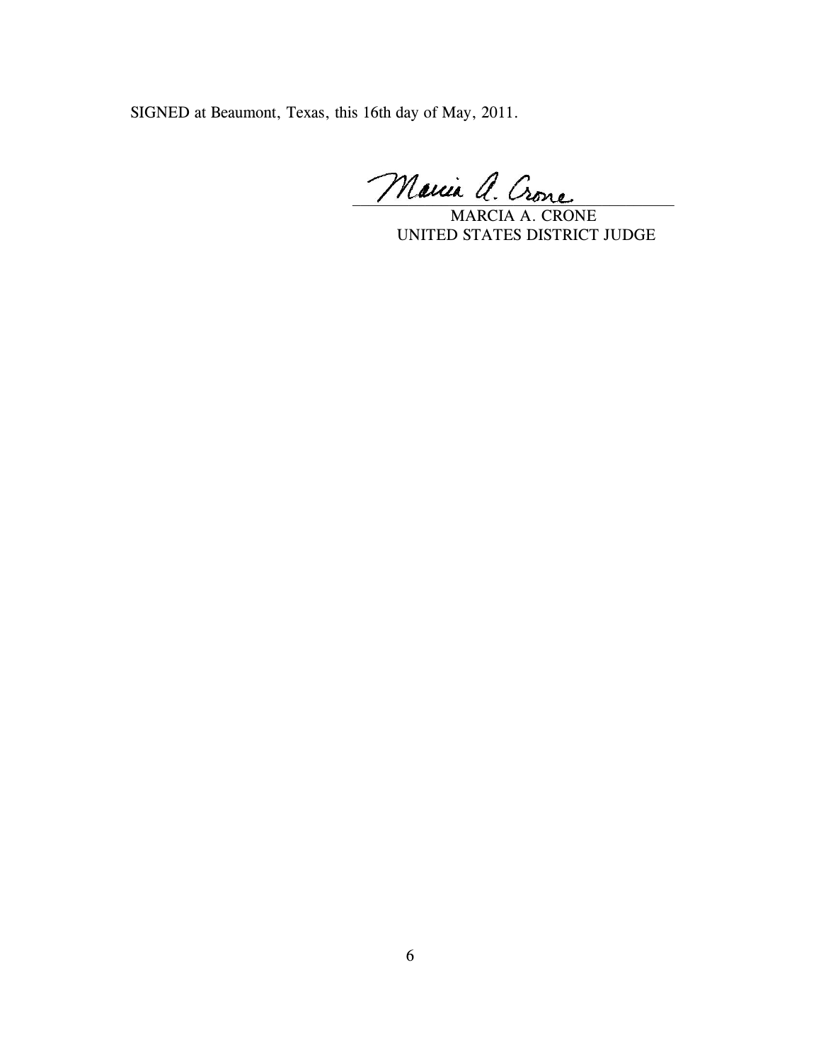SIGNED at Beaumont, Texas, this 16th day of May, 2011.

MARCIA A. CRONE
UNITED STATES DISTRICT JUDGE